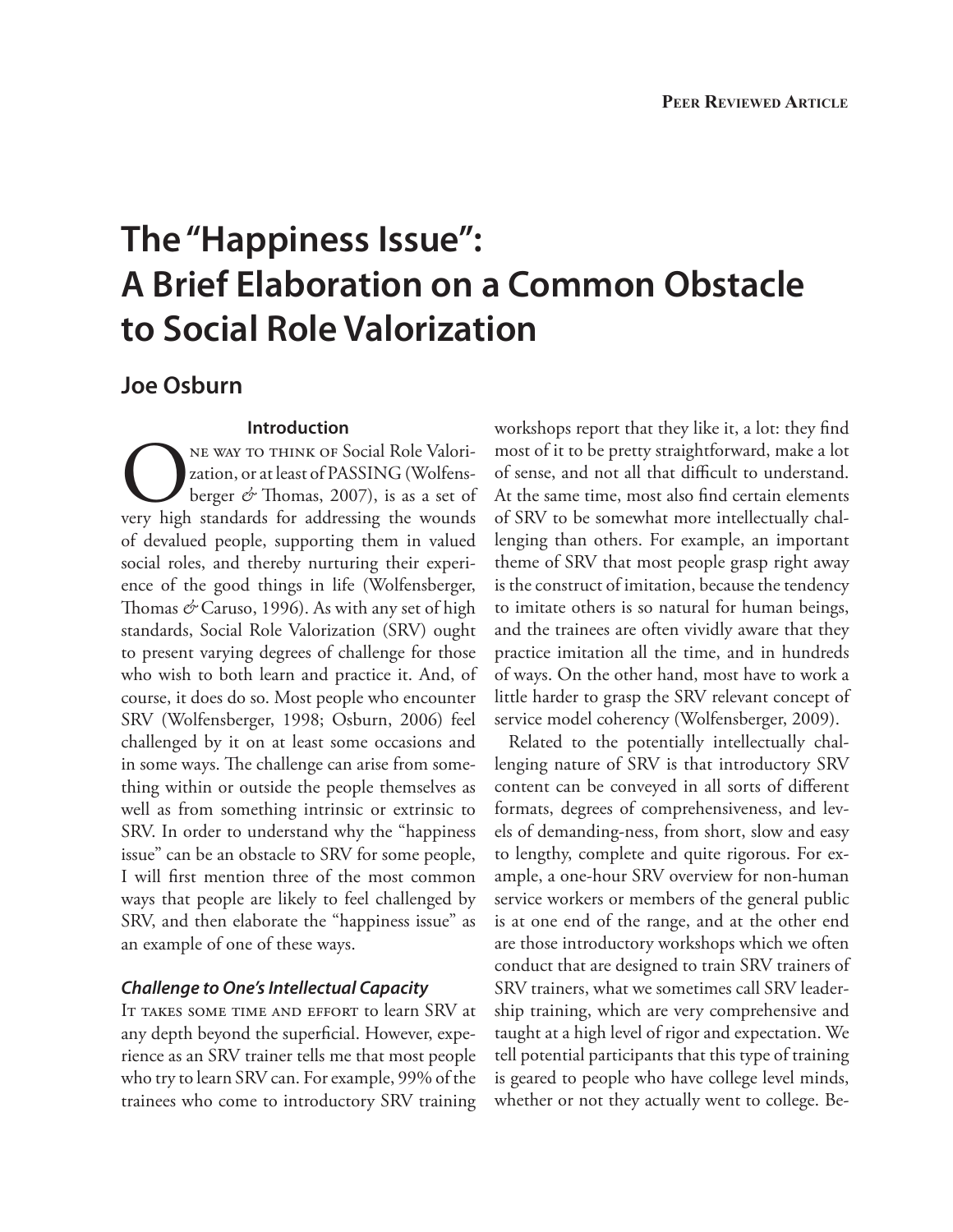# The "Happiness Issue": A Brief Elaboration on a Common Obstacle to Social Role Valorization

## Joe Osburn

### Introduction

One way to think of Social Role Valorization, or at least of PASSING (Wolfensberger & Thomas, 2007), is as a set of very high standards for addressing the wounds of devalued people, supporting them in valued social roles, and thereby nurturing their experience of the good things in life (Wolfensberger, Thomas & Caruso, 1996). As with any set of high standards, Social Role Valorization (SRV) ought to present varying degrees of challenge for those who wish to both learn and practice it. And, of course, it does do so. Most people who encounter SRV (Wolfensberger, 1998; Osburn, 2006) feel challenged by it on at least some occasions and in some ways. The challenge can arise from something within or outside the people themselves as well as from something intrinsic or extrinsic to SRV. In order to understand why the "happiness issue" can be an obstacle to SRV for some people, I will first mention three of the most common ways that people are likely to feel challenged by SRV, and then elaborate the "happiness issue" as an example of one of these ways.

### *Challenge to One's Intellectual Capacity*

It takes some time and effort to learn SRV at any depth beyond the superficial. However, experience as an SRV trainer tells me that most people who try to learn SRV can. For example, 99% of the trainees who come to introductory SRV training workshops report that they like it, a lot: they find most of it to be pretty straightforward, make a lot of sense, and not all that difficult to understand. At the same time, most also find certain elements of SRV to be somewhat more intellectually challenging than others. For example, an important theme of SRV that most people grasp right away is the construct of imitation, because the tendency to imitate others is so natural for human beings, and the trainees are often vividly aware that they practice imitation all the time, and in hundreds of ways. On the other hand, most have to work a little harder to grasp the SRV relevant concept of service model coherency (Wolfensberger, 2009).

Related to the potentially intellectually challenging nature of SRV is that introductory SRV content can be conveyed in all sorts of different formats, degrees of comprehensiveness, and levels of demanding-ness, from short, slow and easy to lengthy, complete and quite rigorous. For example, a one-hour SRV overview for non-human service workers or members of the general public is at one end of the range, and at the other end are those introductory workshops which we often conduct that are designed to train SRV trainers of SRV trainers, what we sometimes call SRV leadership training, which are very comprehensive and taught at a high level of rigor and expectation. We tell potential participants that this type of training is geared to people who have college level minds, whether or not they actually went to college. Be-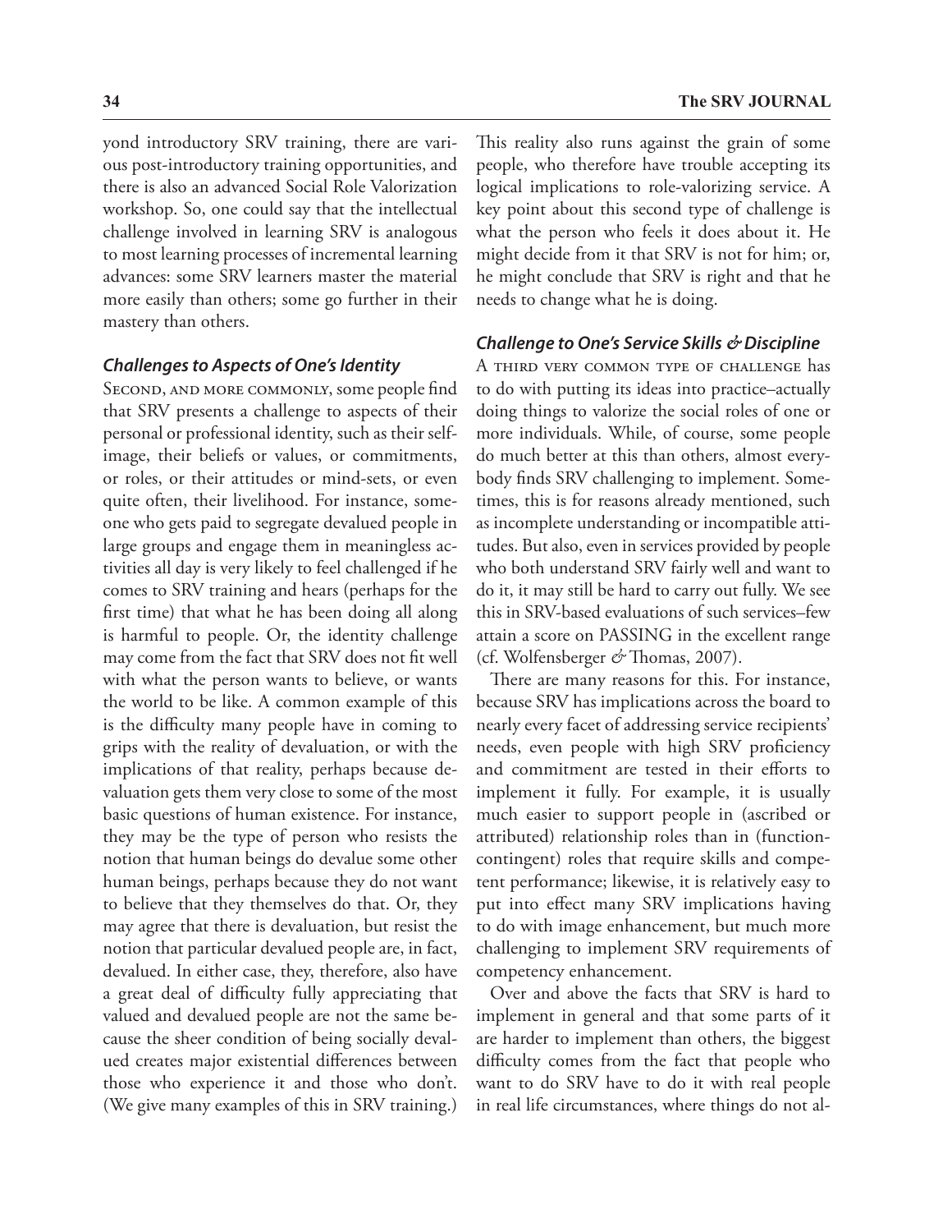yond introductory SRV training, there are various post-introductory training opportunities, and there is also an advanced Social Role Valorization workshop. So, one could say that the intellectual challenge involved in learning SRV is analogous to most learning processes of incremental learning advances: some SRV learners master the material more easily than others; some go further in their mastery than others.

### *Challenges to Aspects of One's Identity*

Second, and more commonly, some people find that SRV presents a challenge to aspects of their personal or professional identity, such as their self-image, their beliefs or values, or commitments, or roles, or their attitudes or mind-sets, or even quite often, their livelihood. For instance, someone who gets paid to segregate devalued people in large groups and engage them in meaningless activities all day is very likely to feel challenged if he comes to SRV training and hears (perhaps for the first time) that what he has been doing all along is harmful to people. Or, the identity challenge may come from the fact that SRV does not fit well with what the person wants to believe, or wants the world to be like. A common example of this is the difficulty many people have in coming to grips with the reality of devaluation, or with the implications of that reality, perhaps because devaluation gets them very close to some of the most basic questions of human existence. For instance, they may be the type of person who resists the notion that human beings do devalue some other human beings, perhaps because they do not want to believe that they themselves do that. Or, they may agree that there is devaluation, but resist the notion that particular devalued people are, in fact, devalued. In either case, they, therefore, also have a great deal of difficulty fully appreciating that valued and devalued people are not the same because the sheer condition of being socially devalued creates major existential differences between those who experience it and those who don't. (We give many examples of this in SRV training.) This reality also runs against the grain of some people, who therefore have trouble accepting its logical implications to role-valorizing service. A key point about this second type of challenge is what the person who feels it does about it. He might decide from it that SRV is not for him; or, he might conclude that SRV is right and that he needs to change what he is doing.

### *Challenge to One's Service Skills & Discipline*

A third very common type of challenge has to do with putting its ideas into practice–actually doing things to valorize the social roles of one or more individuals. While, of course, some people do much better at this than others, almost everybody finds SRV challenging to implement. Sometimes, this is for reasons already mentioned, such as incomplete understanding or incompatible attitudes. But also, even in services provided by people who both understand SRV fairly well and want to do it, it may still be hard to carry out fully. We see this in SRV-based evaluations of such services–few attain a score on PASSING in the excellent range (cf. Wolfensberger & Thomas, 2007).

There are many reasons for this. For instance, because SRV has implications across the board to nearly every facet of addressing service recipients' needs, even people with high SRV proficiency and commitment are tested in their efforts to implement it fully. For example, it is usually much easier to support people in (ascribed or attributed) relationship roles than in (function-contingent) roles that require skills and competent performance; likewise, it is relatively easy to put into effect many SRV implications having to do with image enhancement, but much more challenging to implement SRV requirements of competency enhancement.

Over and above the facts that SRV is hard to implement in general and that some parts of it are harder to implement than others, the biggest difficulty comes from the fact that people who want to do SRV have to do it with real people in real life circumstances, where things do not al-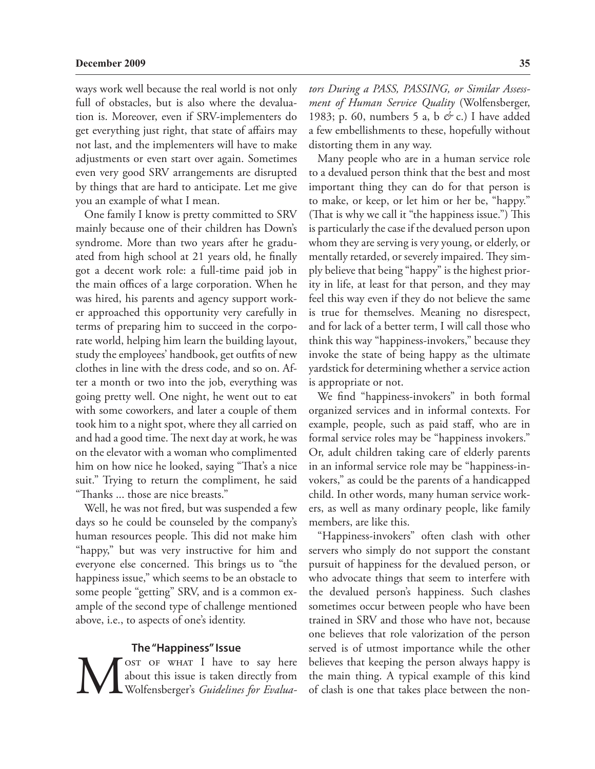ways work well because the real world is not only full of obstacles, but is also where the devaluation is. Moreover, even if SRV-implementers do get everything just right, that state of affairs may not last, and the implementers will have to make adjustments or even start over again. Sometimes even very good SRV arrangements are disrupted by things that are hard to anticipate. Let me give you an example of what I mean.

One family I know is pretty committed to SRV mainly because one of their children has Down's syndrome. More than two years after he graduated from high school at 21 years old, he finally got a decent work role: a full-time paid job in the main offices of a large corporation. When he was hired, his parents and agency support worker approached this opportunity very carefully in terms of preparing him to succeed in the corporate world, helping him learn the building layout, study the employees' handbook, get outfits of new clothes in line with the dress code, and so on. After a month or two into the job, everything was going pretty well. One night, he went out to eat with some coworkers, and later a couple of them took him to a night spot, where they all carried on and had a good time. The next day at work, he was on the elevator with a woman who complimented him on how nice he looked, saying "That's a nice suit." Trying to return the compliment, he said "Thanks ... those are nice breasts."

Well, he was not fired, but was suspended a few days so he could be counseled by the company's human resources people. This did not make him "happy," but was very instructive for him and everyone else concerned. This brings us to "the happiness issue," which seems to be an obstacle to some people "getting" SRV, and is a common example of the second type of challenge mentioned above, i.e., to aspects of one's identity.

## The "Happiness" Issue

Most of what I have to say here about this issue is taken directly from Wolfensberger's *Guidelines for Evaluators During a PASS, PASSING, or Similar Assessment of Human Service Quality* (Wolfensberger, 1983; p. 60, numbers 5 a, b *&* c.) I have added a few embellishments to these, hopefully without distorting them in any way.

Many people who are in a human service role to a devalued person think that the best and most important thing they can do for that person is to make, or keep, or let him or her be, "happy." (That is why we call it "the happiness issue.") This is particularly the case if the devalued person upon whom they are serving is very young, or elderly, or mentally retarded, or severely impaired. They simply believe that being "happy" is the highest priority in life, at least for that person, and they may feel this way even if they do not believe the same is true for themselves. Meaning no disrespect, and for lack of a better term, I will call those who think this way "happiness-invokers," because they invoke the state of being happy as the ultimate yardstick for determining whether a service action is appropriate or not.

We find "happiness-invokers" in both formal organized services and in informal contexts. For example, people, such as paid staff, who are in formal service roles may be "happiness invokers." Or, adult children taking care of elderly parents in an informal service role may be "happiness-invokers," as could be the parents of a handicapped child. In other words, many human service workers, as well as many ordinary people, like family members, are like this.

"Happiness-invokers" often clash with other servers who simply do not support the constant pursuit of happiness for the devalued person, or who advocate things that seem to interfere with the devalued person's happiness. Such clashes sometimes occur between people who have been trained in SRV and those who have not, because one believes that role valorization of the person served is of utmost importance while the other believes that keeping the person always happy is the main thing. A typical example of this kind of clash is one that takes place between the non-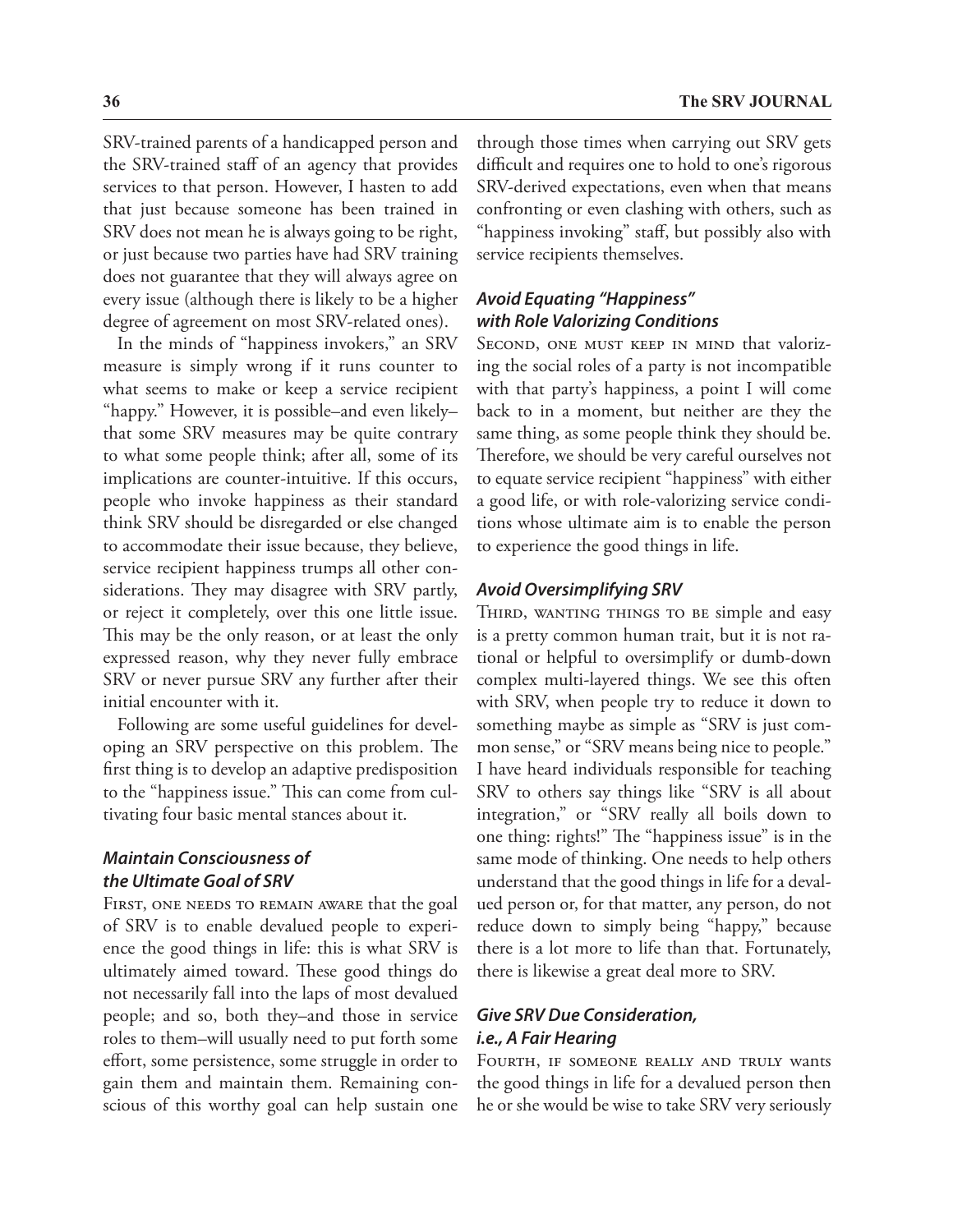SRV-trained parents of a handicapped person and the SRV-trained staff of an agency that provides services to that person. However, I hasten to add that just because someone has been trained in SRV does not mean he is always going to be right, or just because two parties have had SRV training does not guarantee that they will always agree on every issue (although there is likely to be a higher degree of agreement on most SRV-related ones).

In the minds of "happiness invokers," an SRV measure is simply wrong if it runs counter to what seems to make or keep a service recipient "happy." However, it is possible–and even likely–that some SRV measures may be quite contrary to what some people think; after all, some of its implications are counter-intuitive. If this occurs, people who invoke happiness as their standard think SRV should be disregarded or else changed to accommodate their issue because, they believe, service recipient happiness trumps all other considerations. They may disagree with SRV partly, or reject it completely, over this one little issue. This may be the only reason, or at least the only expressed reason, why they never fully embrace SRV or never pursue SRV any further after their initial encounter with it.

Following are some useful guidelines for developing an SRV perspective on this problem. The first thing is to develop an adaptive predisposition to the "happiness issue." This can come from cultivating four basic mental stances about it.

### *Maintain Consciousness of the Ultimate Goal of SRV*

First, one needs to remain aware that the goal of SRV is to enable devalued people to experience the good things in life: this is what SRV is ultimately aimed toward. These good things do not necessarily fall into the laps of most devalued people; and so, both they–and those in service roles to them–will usually need to put forth some effort, some persistence, some struggle in order to gain them and maintain them. Remaining conscious of this worthy goal can help sustain one through those times when carrying out SRV gets difficult and requires one to hold to one's rigorous SRV-derived expectations, even when that means confronting or even clashing with others, such as "happiness invoking" staff, but possibly also with service recipients themselves.

### *Avoid Equating "Happiness" with Role Valorizing Conditions*

Second, one must keep in mind that valorizing the social roles of a party is not incompatible with that party's happiness, a point I will come back to in a moment, but neither are they the same thing, as some people think they should be. Therefore, we should be very careful ourselves not to equate service recipient "happiness" with either a good life, or with role-valorizing service conditions whose ultimate aim is to enable the person to experience the good things in life.

### *Avoid Oversimplifying SRV*

Third, wanting things to be simple and easy is a pretty common human trait, but it is not rational or helpful to oversimplify or dumb-down complex multi-layered things. We see this often with SRV, when people try to reduce it down to something maybe as simple as "SRV is just common sense," or "SRV means being nice to people." I have heard individuals responsible for teaching SRV to others say things like "SRV is all about integration," or "SRV really all boils down to one thing: rights!" The "happiness issue" is in the same mode of thinking. One needs to help others understand that the good things in life for a devalued person or, for that matter, any person, do not reduce down to simply being "happy," because there is a lot more to life than that. Fortunately, there is likewise a great deal more to SRV.

### *Give SRV Due Consideration, i.e., A Fair Hearing*

Fourth, if someone really and truly wants the good things in life for a devalued person then he or she would be wise to take SRV very seriously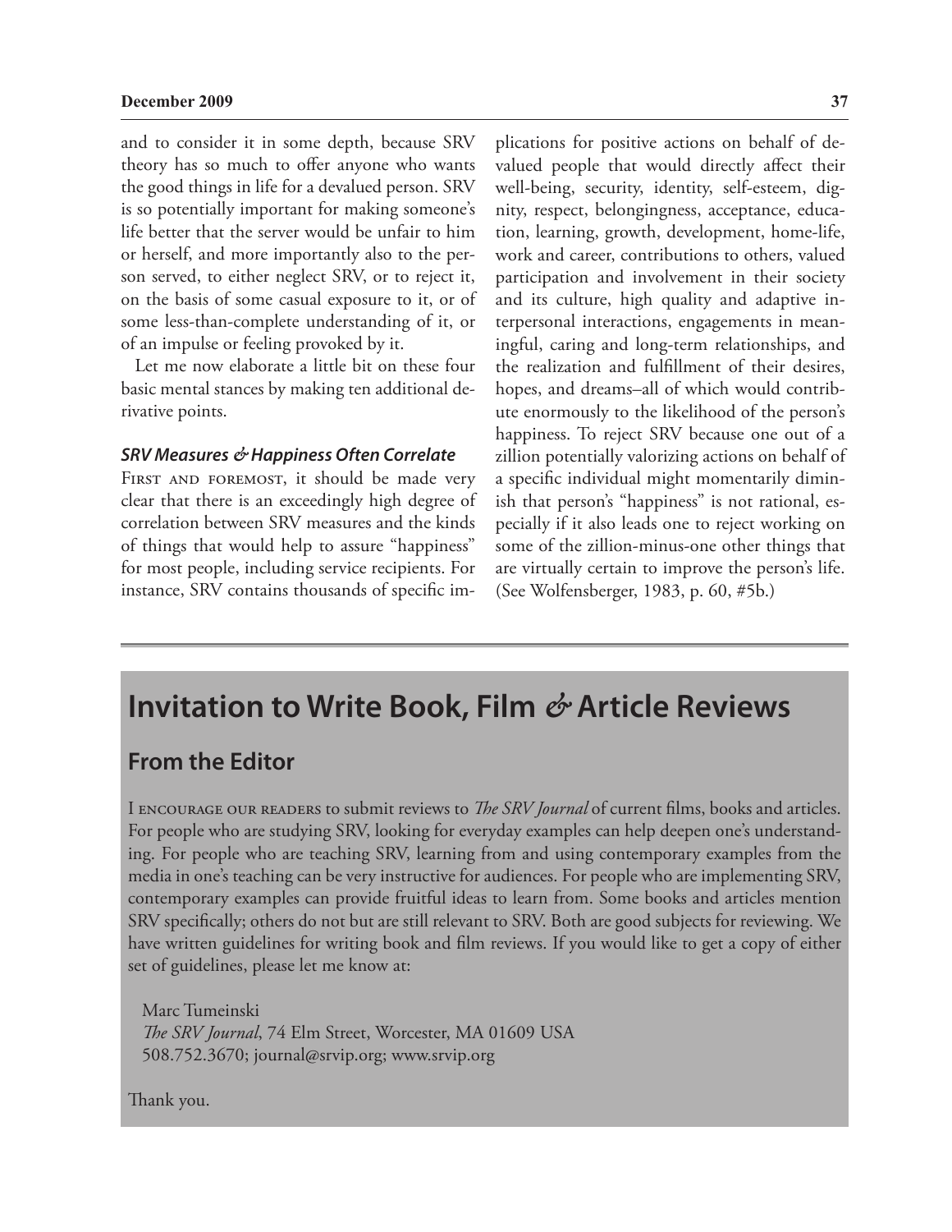and to consider it in some depth, because SRV theory has so much to offer anyone who wants the good things in life for a devalued person. SRV is so potentially important for making someone's life better that the server would be unfair to him or herself, and more importantly also to the person served, to either neglect SRV, or to reject it, on the basis of some casual exposure to it, or of some less-than-complete understanding of it, or of an impulse or feeling provoked by it.

Let me now elaborate a little bit on these four basic mental stances by making ten additional derivative points.

### *SRV Measures & Happiness Often Correlate*

First and foremost, it should be made very clear that there is an exceedingly high degree of correlation between SRV measures and the kinds of things that would help to assure "happiness" for most people, including service recipients. For instance, SRV contains thousands of specific implications for positive actions on behalf of devalued people that would directly affect their well-being, security, identity, self-esteem, dignity, respect, belongingness, acceptance, education, learning, growth, development, home-life, work and career, contributions to others, valued participation and involvement in their society and its culture, high quality and adaptive interpersonal interactions, engagements in meaningful, caring and long-term relationships, and the realization and fulfillment of their desires, hopes, and dreams–all of which would contribute enormously to the likelihood of the person's happiness. To reject SRV because one out of a zillion potentially valorizing actions on behalf of a specific individual might momentarily diminish that person's "happiness" is not rational, especially if it also leads one to reject working on some of the zillion-minus-one other things that are virtually certain to improve the person's life. (See Wolfensberger, 1983, p. 60, #5b.)

## Invitation to Write Book, Film & Article Reviews

### From the Editor

I encourage our readers to submit reviews to *The SRV Journal* of current films, books and articles. For people who are studying SRV, looking for everyday examples can help deepen one's understanding. For people who are teaching SRV, learning from and using contemporary examples from the media in one's teaching can be very instructive for audiences. For people who are implementing SRV, contemporary examples can provide fruitful ideas to learn from. Some books and articles mention SRV specifically; others do not but are still relevant to SRV. Both are good subjects for reviewing. We have written guidelines for writing book and film reviews. If you would like to get a copy of either set of guidelines, please let me know at:

Marc Tumeinski
*The SRV Journal*, 74 Elm Street, Worcester, MA 01609 USA
508.752.3670; journal@srvip.org; www.srvip.org

Thank you.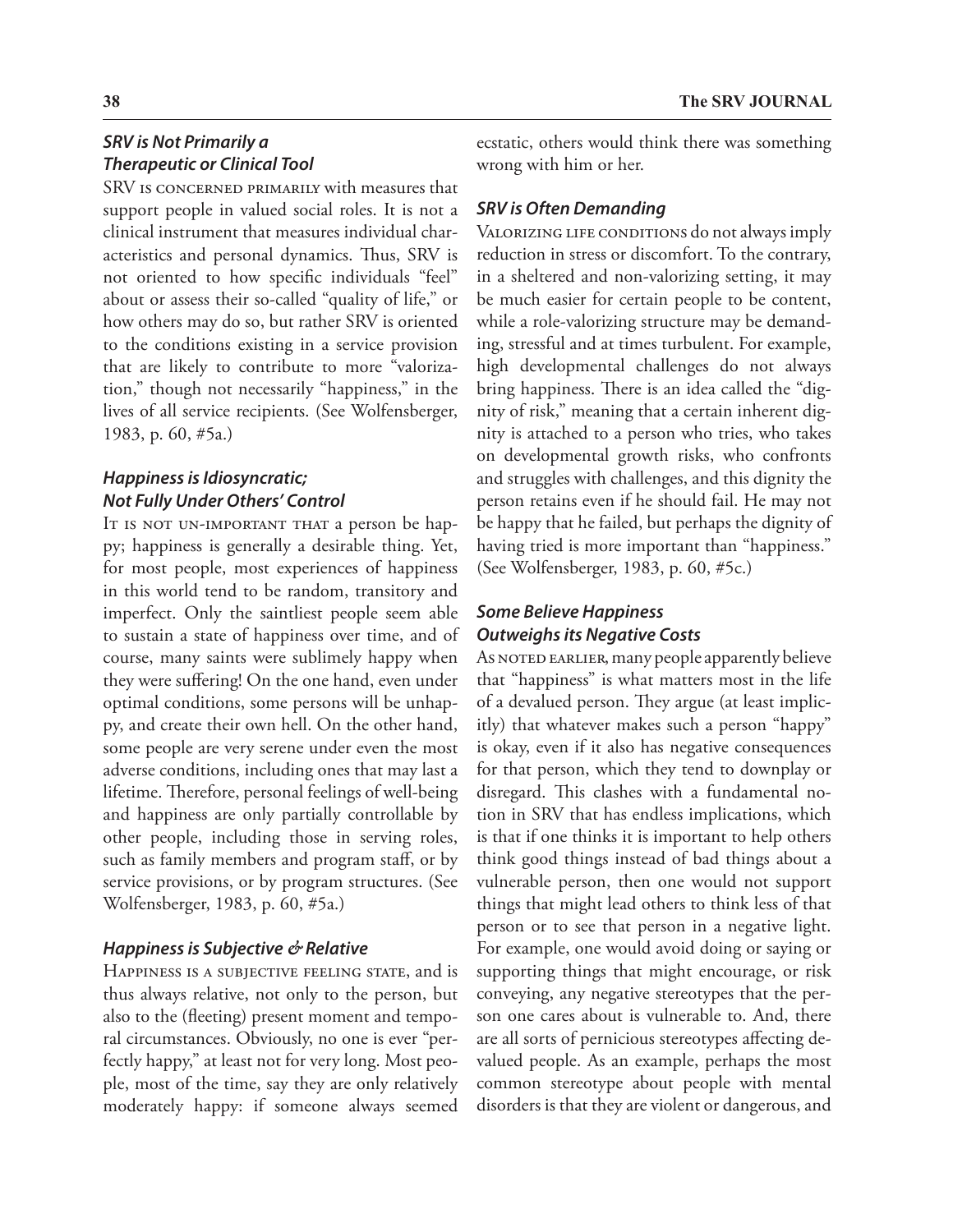### *SRV is Not Primarily a Therapeutic or Clinical Tool*

SRV IS CONCERNED PRIMARILY with measures that support people in valued social roles. It is not a clinical instrument that measures individual characteristics and personal dynamics. Thus, SRV is not oriented to how specific individuals "feel" about or assess their so-called "quality of life," or how others may do so, but rather SRV is oriented to the conditions existing in a service provision that are likely to contribute to more "valorization," though not necessarily "happiness," in the lives of all service recipients. (See Wolfensberger, 1983, p. 60, #5a.)

### *Happiness is Idiosyncratic; Not Fully Under Others' Control*

IT IS NOT UN-IMPORTANT THAT a person be happy; happiness is generally a desirable thing. Yet, for most people, most experiences of happiness in this world tend to be random, transitory and imperfect. Only the saintliest people seem able to sustain a state of happiness over time, and of course, many saints were sublimely happy when they were suffering! On the one hand, even under optimal conditions, some persons will be unhappy, and create their own hell. On the other hand, some people are very serene under even the most adverse conditions, including ones that may last a lifetime. Therefore, personal feelings of well-being and happiness are only partially controllable by other people, including those in serving roles, such as family members and program staff, or by service provisions, or by program structures. (See Wolfensberger, 1983, p. 60, #5a.)

### *Happiness is Subjective & Relative*

HAPPINESS IS A SUBJECTIVE FEELING STATE, and is thus always relative, not only to the person, but also to the (fleeting) present moment and temporal circumstances. Obviously, no one is ever "perfectly happy," at least not for very long. Most people, most of the time, say they are only relatively moderately happy: if someone always seemed ecstatic, others would think there was something wrong with him or her.

### *SRV is Often Demanding*

VALORIZING LIFE CONDITIONS do not always imply reduction in stress or discomfort. To the contrary, in a sheltered and non-valorizing setting, it may be much easier for certain people to be content, while a role-valorizing structure may be demanding, stressful and at times turbulent. For example, high developmental challenges do not always bring happiness. There is an idea called the "dignity of risk," meaning that a certain inherent dignity is attached to a person who tries, who takes on developmental growth risks, who confronts and struggles with challenges, and this dignity the person retains even if he should fail. He may not be happy that he failed, but perhaps the dignity of having tried is more important than "happiness." (See Wolfensberger, 1983, p. 60, #5c.)

### *Some Believe Happiness Outweighs its Negative Costs*

AS NOTED EARLIER, many people apparently believe that "happiness" is what matters most in the life of a devalued person. They argue (at least implicitly) that whatever makes such a person "happy" is okay, even if it also has negative consequences for that person, which they tend to downplay or disregard. This clashes with a fundamental notion in SRV that has endless implications, which is that if one thinks it is important to help others think good things instead of bad things about a vulnerable person, then one would not support things that might lead others to think less of that person or to see that person in a negative light. For example, one would avoid doing or saying or supporting things that might encourage, or risk conveying, any negative stereotypes that the person one cares about is vulnerable to. And, there are all sorts of pernicious stereotypes affecting devalued people. As an example, perhaps the most common stereotype about people with mental disorders is that they are violent or dangerous, and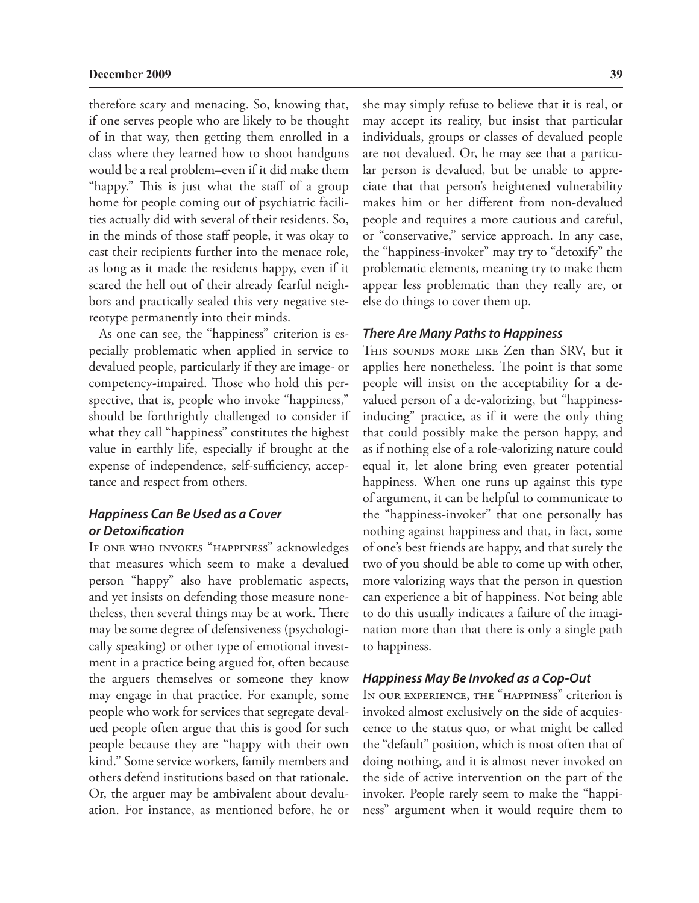therefore scary and menacing. So, knowing that, if one serves people who are likely to be thought of in that way, then getting them enrolled in a class where they learned how to shoot handguns would be a real problem–even if it did make them "happy." This is just what the staff of a group home for people coming out of psychiatric facilities actually did with several of their residents. So, in the minds of those staff people, it was okay to cast their recipients further into the menace role, as long as it made the residents happy, even if it scared the hell out of their already fearful neighbors and practically sealed this very negative stereotype permanently into their minds.

As one can see, the "happiness" criterion is especially problematic when applied in service to devalued people, particularly if they are image- or competency-impaired. Those who hold this perspective, that is, people who invoke "happiness," should be forthrightly challenged to consider if what they call "happiness" constitutes the highest value in earthly life, especially if brought at the expense of independence, self-sufficiency, acceptance and respect from others.

### *Happiness Can Be Used as a Cover or Detoxification*

If one who invokes "happiness" acknowledges that measures which seem to make a devalued person "happy" also have problematic aspects, and yet insists on defending those measure nonetheless, then several things may be at work. There may be some degree of defensiveness (psychologically speaking) or other type of emotional investment in a practice being argued for, often because the arguers themselves or someone they know may engage in that practice. For example, some people who work for services that segregate devalued people often argue that this is good for such people because they are "happy with their own kind." Some service workers, family members and others defend institutions based on that rationale. Or, the arguer may be ambivalent about devaluation. For instance, as mentioned before, he or she may simply refuse to believe that it is real, or may accept its reality, but insist that particular individuals, groups or classes of devalued people are not devalued. Or, he may see that a particular person is devalued, but be unable to appreciate that that person's heightened vulnerability makes him or her different from non-devalued people and requires a more cautious and careful, or "conservative," service approach. In any case, the "happiness-invoker" may try to "detoxify" the problematic elements, meaning try to make them appear less problematic than they really are, or else do things to cover them up.

### *There Are Many Paths to Happiness*

This sounds more like Zen than SRV, but it applies here nonetheless. The point is that some people will insist on the acceptability for a devalued person of a de-valorizing, but "happiness-inducing" practice, as if it were the only thing that could possibly make the person happy, and as if nothing else of a role-valorizing nature could equal it, let alone bring even greater potential happiness. When one runs up against this type of argument, it can be helpful to communicate to the "happiness-invoker" that one personally has nothing against happiness and that, in fact, some of one's best friends are happy, and that surely the two of you should be able to come up with other, more valorizing ways that the person in question can experience a bit of happiness. Not being able to do this usually indicates a failure of the imagination more than that there is only a single path to happiness.

### *Happiness May Be Invoked as a Cop-Out*

In our experience, the "happiness" criterion is invoked almost exclusively on the side of acquiescence to the status quo, or what might be called the "default" position, which is most often that of doing nothing, and it is almost never invoked on the side of active intervention on the part of the invoker. People rarely seem to make the "happiness" argument when it would require them to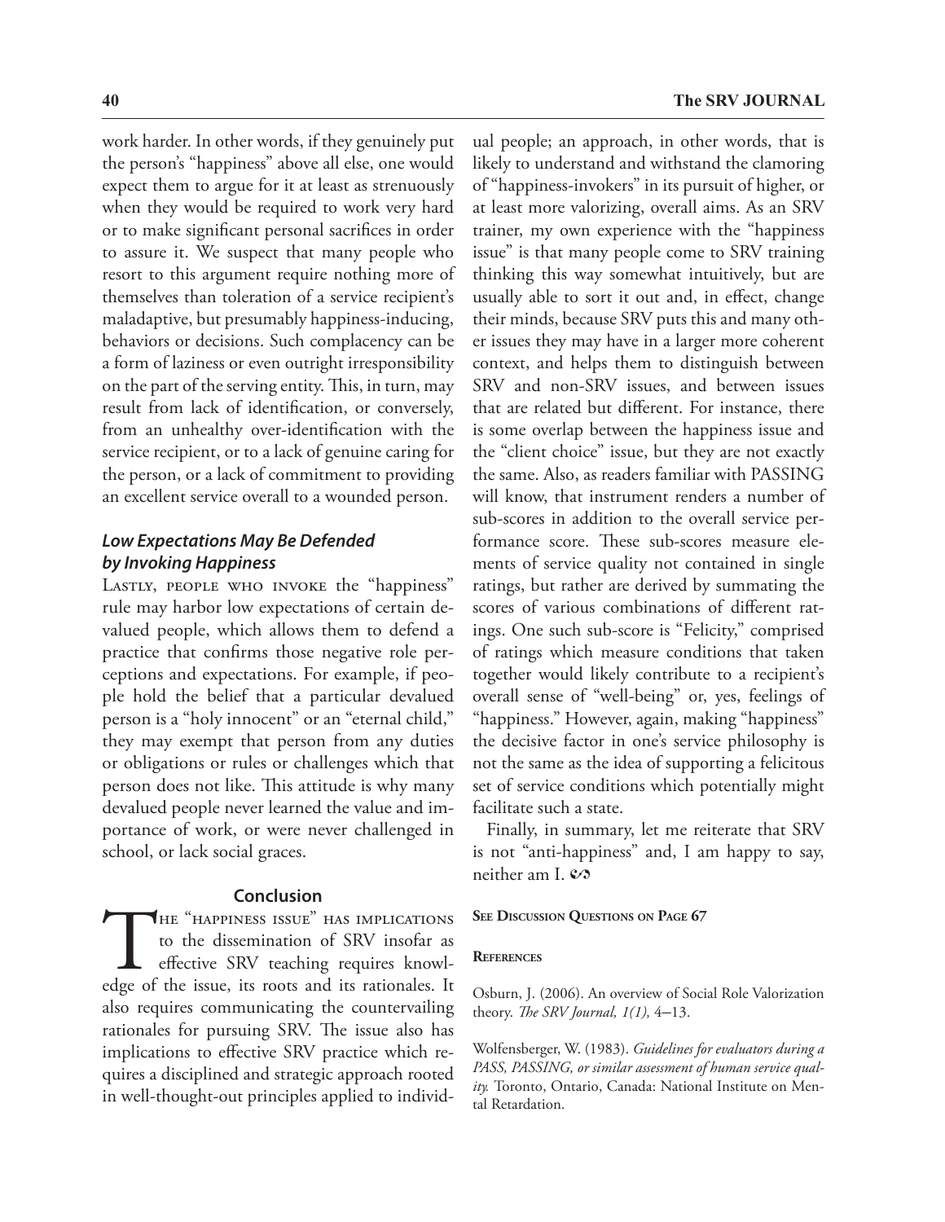work harder. In other words, if they genuinely put the person's "happiness" above all else, one would expect them to argue for it at least as strenuously when they would be required to work very hard or to make significant personal sacrifices in order to assure it. We suspect that many people who resort to this argument require nothing more of themselves than toleration of a service recipient's maladaptive, but presumably happiness-inducing, behaviors or decisions. Such complacency can be a form of laziness or even outright irresponsibility on the part of the serving entity. This, in turn, may result from lack of identification, or conversely, from an unhealthy over-identification with the service recipient, or to a lack of genuine caring for the person, or a lack of commitment to providing an excellent service overall to a wounded person.

### *Low Expectations May Be Defended by Invoking Happiness*

Lastly, people who invoke the "happiness" rule may harbor low expectations of certain devalued people, which allows them to defend a practice that confirms those negative role perceptions and expectations. For example, if people hold the belief that a particular devalued person is a "holy innocent" or an "eternal child," they may exempt that person from any duties or obligations or rules or challenges which that person does not like. This attitude is why many devalued people never learned the value and importance of work, or were never challenged in school, or lack social graces.

## Conclusion

The "happiness issue" has implications to the dissemination of SRV insofar as effective SRV teaching requires knowledge of the issue, its roots and its rationales. It also requires communicating the countervailing rationales for pursuing SRV. The issue also has implications to effective SRV practice which requires a disciplined and strategic approach rooted in well-thought-out principles applied to individual people; an approach, in other words, that is likely to understand and withstand the clamoring of "happiness-invokers" in its pursuit of higher, or at least more valorizing, overall aims. As an SRV trainer, my own experience with the "happiness issue" is that many people come to SRV training thinking this way somewhat intuitively, but are usually able to sort it out and, in effect, change their minds, because SRV puts this and many other issues they may have in a larger more coherent context, and helps them to distinguish between SRV and non-SRV issues, and between issues that are related but different. For instance, there is some overlap between the happiness issue and the "client choice" issue, but they are not exactly the same. Also, as readers familiar with PASSING will know, that instrument renders a number of sub-scores in addition to the overall service performance score. These sub-scores measure elements of service quality not contained in single ratings, but rather are derived by summating the scores of various combinations of different ratings. One such sub-score is "Felicity," comprised of ratings which measure conditions that taken together would likely contribute to a recipient's overall sense of "well-being" or, yes, feelings of "happiness." However, again, making "happiness" the decisive factor in one's service philosophy is not the same as the idea of supporting a felicitous set of service conditions which potentially might facilitate such a state.

Finally, in summary, let me reiterate that SRV is not "anti-happiness" and, I am happy to say, neither am I. ∽

See Discussion Questions on Page 67

#### References

Osburn, J. (2006). An overview of Social Role Valorization theory. *The SRV Journal, 1(1),* 4–13.

Wolfensberger, W. (1983). *Guidelines for evaluators during a PASS, PASSING, or similar assessment of human service quality.* Toronto, Ontario, Canada: National Institute on Mental Retardation.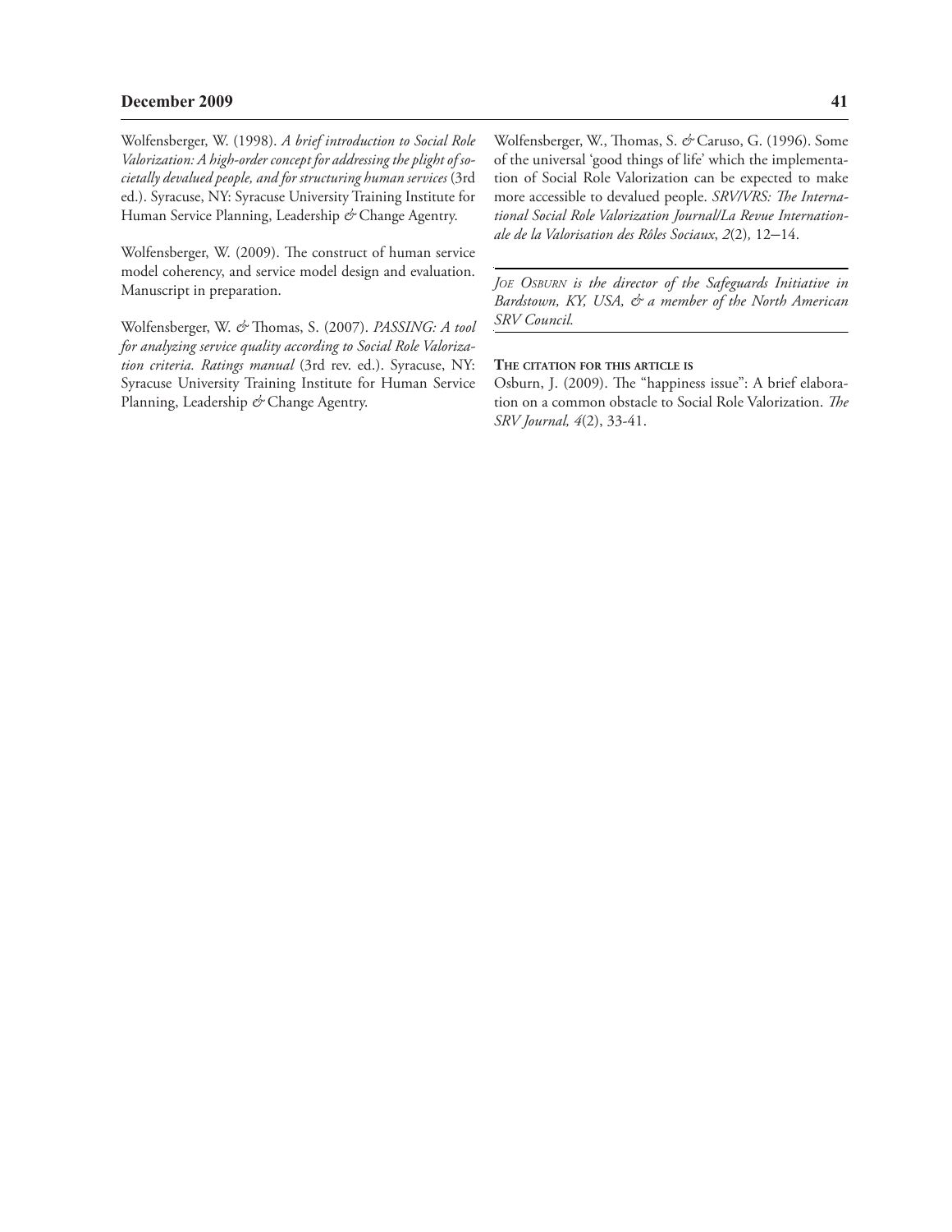Wolfensberger, W. (1998). *A brief introduction to Social Role Valorization: A high-order concept for addressing the plight of societally devalued people, and for structuring human services* (3rd ed.). Syracuse, NY: Syracuse University Training Institute for Human Service Planning, Leadership & Change Agentry.

Wolfensberger, W. (2009). The construct of human service model coherency, and service model design and evaluation. Manuscript in preparation.

Wolfensberger, W. & Thomas, S. (2007). *PASSING: A tool for analyzing service quality according to Social Role Valorization criteria. Ratings manual* (3rd rev. ed.). Syracuse, NY: Syracuse University Training Institute for Human Service Planning, Leadership & Change Agentry.

Wolfensberger, W., Thomas, S. & Caruso, G. (1996). Some of the universal 'good things of life' which the implementation of Social Role Valorization can be expected to make more accessible to devalued people. *SRV/VRS: The International Social Role Valorization Journal/La Revue Internationale de la Valorisation des Rôles Sociaux*, *2*(2), 12–14.

---

*Joe Osburn is the director of the Safeguards Initiative in Bardstown, KY, USA, & a member of the North American SRV Council.*

---

**The citation for this article is**

Osburn, J. (2009). The "happiness issue": A brief elaboration on a common obstacle to Social Role Valorization. *The SRV Journal, 4*(2), 33-41.